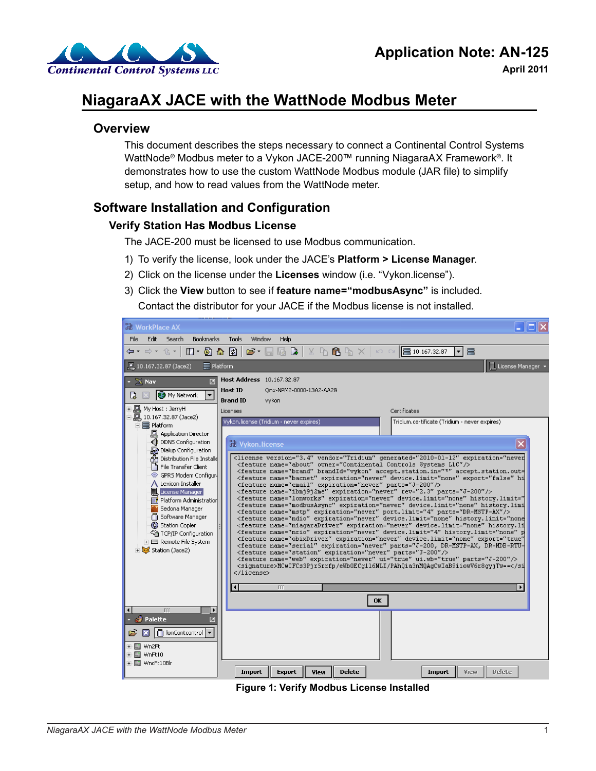# Application Note: AN-125

**April 2011**

# NiagaraAX JACE with the WattNode Modbus Meter

## Overview

This document describes the steps necessary to connect a Continental Control Systems WattNode® Modbus meter to a Vykon JACE-200™ running NiagaraAX Framework®. It demonstrates how to use the custom WattNode Modbus module (JAR file) to simplify setup, and how to read values from the WattNode meter.

## Software Installation and Configuration

### Verify Station Has Modbus License

The JACE-200 must be licensed to use Modbus communication.

1) To verify the license, look under the JACE's **Platform > License Manager**.
2) Click on the license under the **Licenses** window (i.e. "Vykon.license").
3) Click the **View** button to see if **feature name="modbusAsync"** is included. Contact the distributor for your JACE if the Modbus license is not installed.

**Figure 1: Verify Modbus License Installed**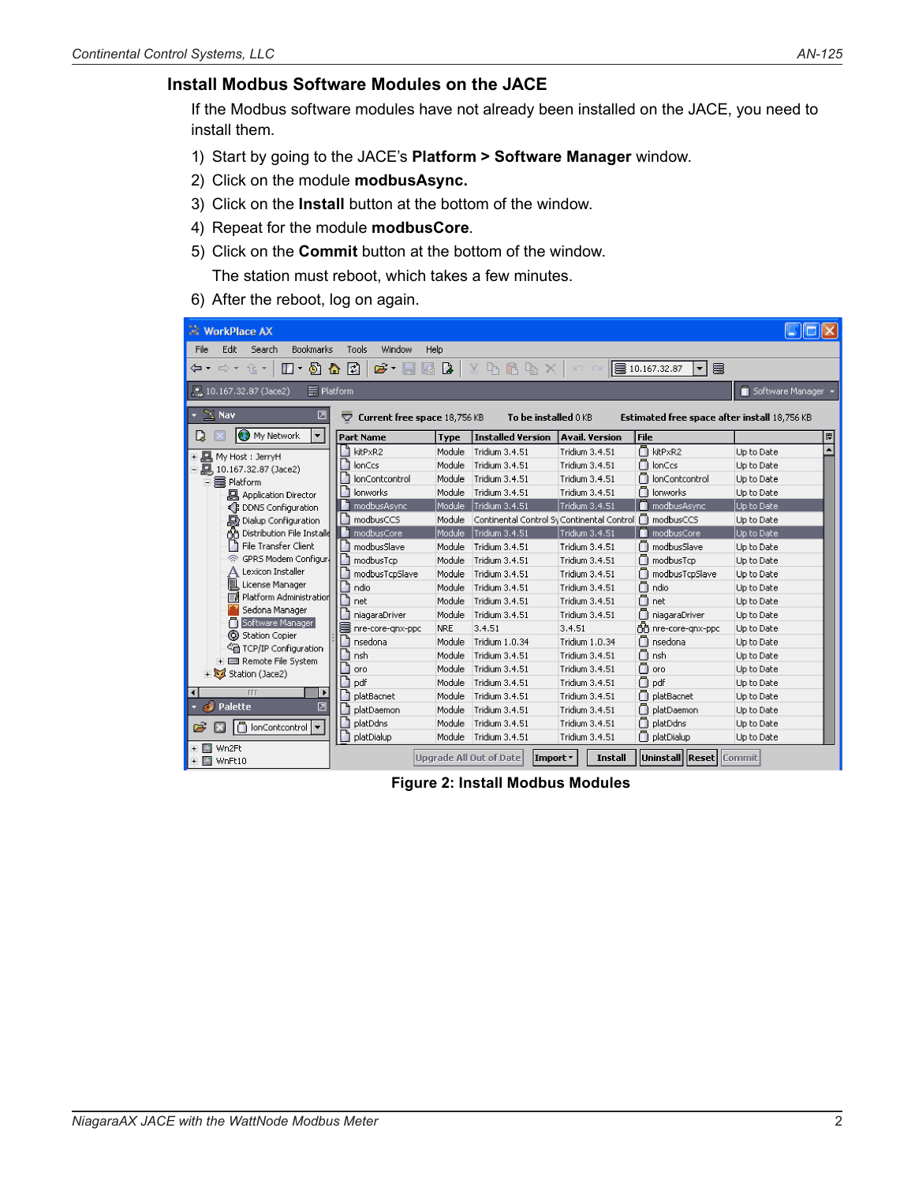## Install Modbus Software Modules on the JACE

If the Modbus software modules have not already been installed on the JACE, you need to install them.

1) Start by going to the JACE's **Platform > Software Manager** window.
2) Click on the module **modbusAsync.**
3) Click on the **Install** button at the bottom of the window.
4) Repeat for the module **modbusCore**.
5) Click on the **Commit** button at the bottom of the window.

   The station must reboot, which takes a few minutes.
6) After the reboot, log on again.

**Figure 2: Install Modbus Modules**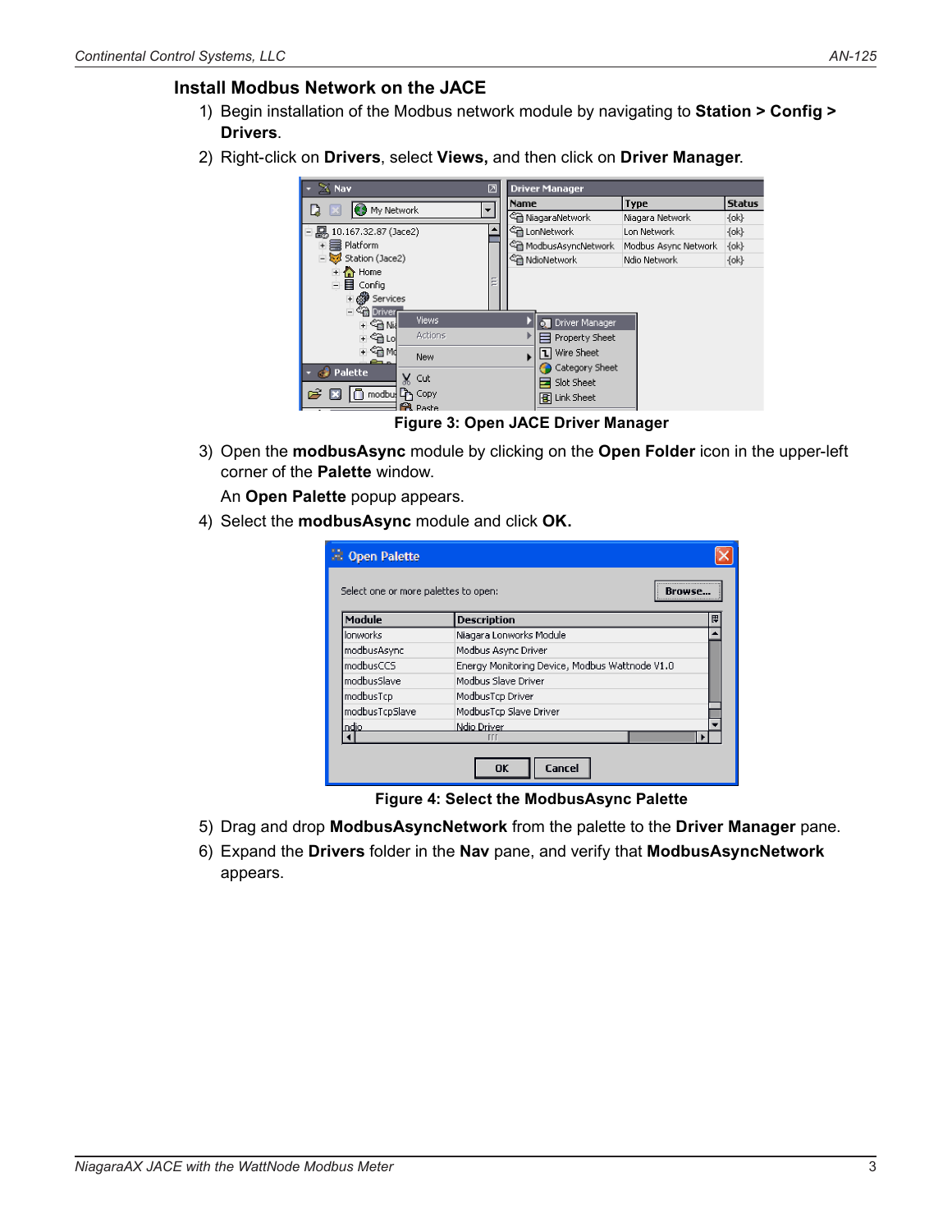## Install Modbus Network on the JACE

1) Begin installation of the Modbus network module by navigating to **Station > Config > Drivers**.
2) Right-click on **Drivers**, select **Views,** and then click on **Driver Manager**.

**Figure 3: Open JACE Driver Manager**

3) Open the **modbusAsync** module by clicking on the **Open Folder** icon in the upper-left corner of the **Palette** window.

   An **Open Palette** popup appears.

4) Select the **modbusAsync** module and click **OK.**

**Figure 4: Select the ModbusAsync Palette**

5) Drag and drop **ModbusAsyncNetwork** from the palette to the **Driver Manager** pane.
6) Expand the **Drivers** folder in the **Nav** pane, and verify that **ModbusAsyncNetwork** appears.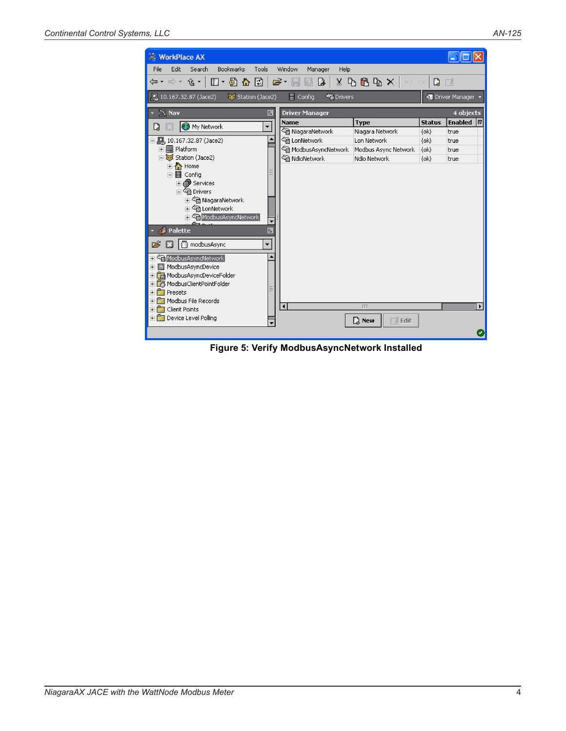**Figure 5: Verify ModbusAsyncNetwork Installed**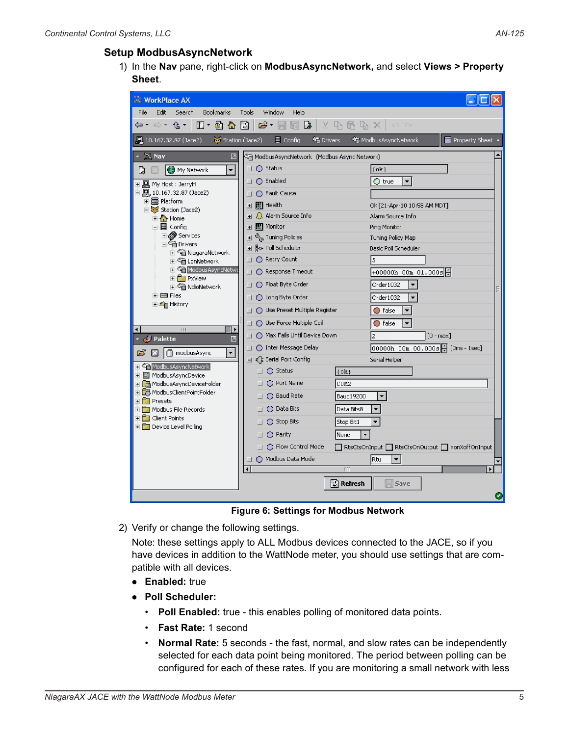## Setup ModbusAsyncNetwork

1) In the **Nav** pane, right-click on **ModbusAsyncNetwork,** and select **Views > Property Sheet**.

**Figure 6: Settings for Modbus Network**

2) Verify or change the following settings.

   Note: these settings apply to ALL Modbus devices connected to the JACE, so if you have devices in addition to the WattNode meter, you should use settings that are compatible with all devices.

   - **Enabled:** true
   - **Poll Scheduler:**
     - **Poll Enabled:** true - this enables polling of monitored data points.
     - **Fast Rate:** 1 second
     - **Normal Rate:** 5 seconds - the fast, normal, and slow rates can be independently selected for each data point being monitored. The period between polling can be configured for each of these rates. If you are monitoring a small network with less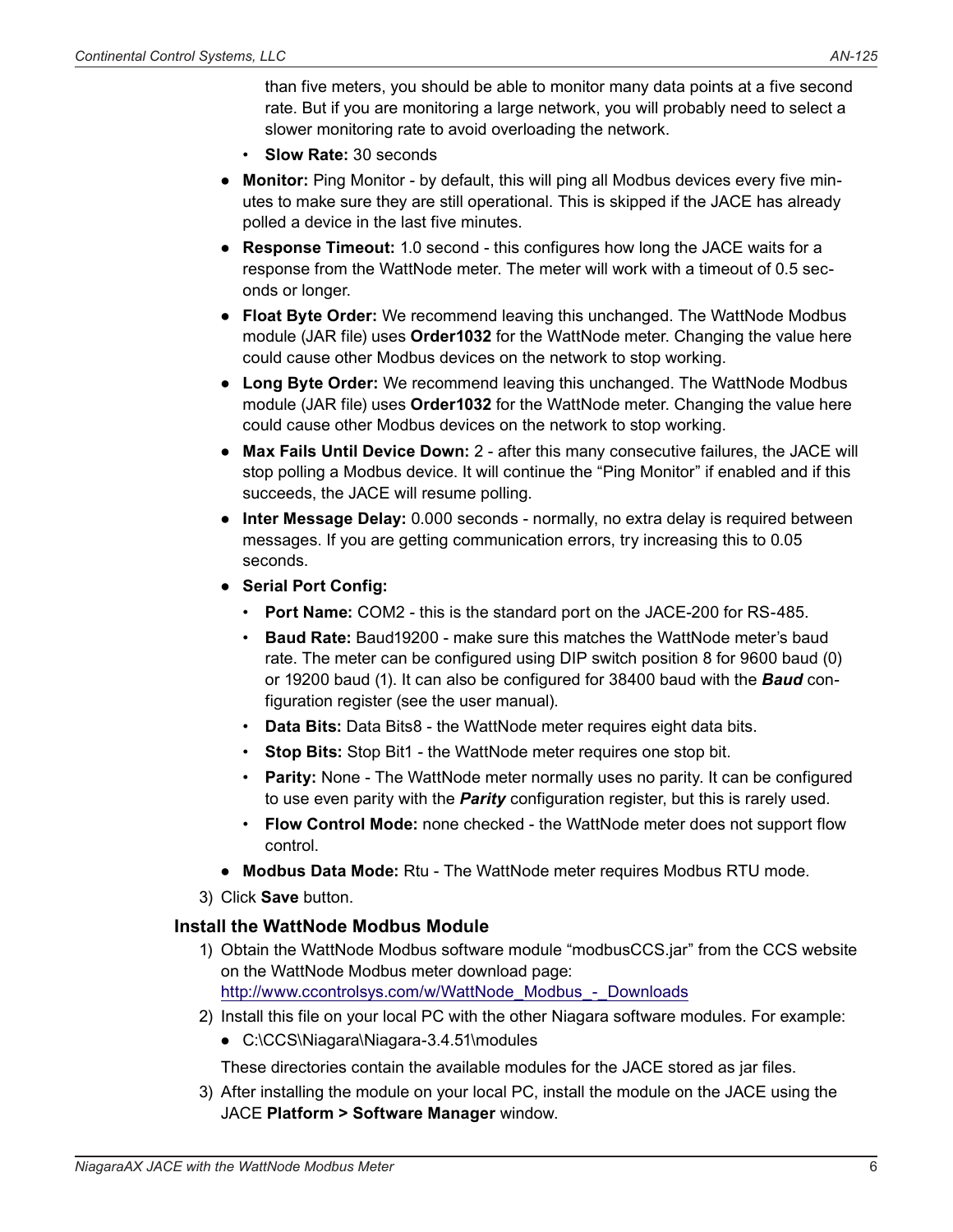than five meters, you should be able to monitor many data points at a five second rate. But if you are monitoring a large network, you will probably need to select a slower monitoring rate to avoid overloading the network.

  - **Slow Rate:** 30 seconds

- **Monitor:** Ping Monitor - by default, this will ping all Modbus devices every five minutes to make sure they are still operational. This is skipped if the JACE has already polled a device in the last five minutes.
- **Response Timeout:** 1.0 second - this configures how long the JACE waits for a response from the WattNode meter. The meter will work with a timeout of 0.5 seconds or longer.
- **Float Byte Order:** We recommend leaving this unchanged. The WattNode Modbus module (JAR file) uses **Order1032** for the WattNode meter. Changing the value here could cause other Modbus devices on the network to stop working.
- **Long Byte Order:** We recommend leaving this unchanged. The WattNode Modbus module (JAR file) uses **Order1032** for the WattNode meter. Changing the value here could cause other Modbus devices on the network to stop working.
- **Max Fails Until Device Down:** 2 - after this many consecutive failures, the JACE will stop polling a Modbus device. It will continue the "Ping Monitor" if enabled and if this succeeds, the JACE will resume polling.
- **Inter Message Delay:** 0.000 seconds - normally, no extra delay is required between messages. If you are getting communication errors, try increasing this to 0.05 seconds.
- **Serial Port Config:**
  - **Port Name:** COM2 - this is the standard port on the JACE-200 for RS-485.
  - **Baud Rate:** Baud19200 - make sure this matches the WattNode meter's baud rate. The meter can be configured using DIP switch position 8 for 9600 baud (0) or 19200 baud (1). It can also be configured for 38400 baud with the ***Baud*** configuration register (see the user manual).
  - **Data Bits:** Data Bits8 - the WattNode meter requires eight data bits.
  - **Stop Bits:** Stop Bit1 - the WattNode meter requires one stop bit.
  - **Parity:** None - The WattNode meter normally uses no parity. It can be configured to use even parity with the ***Parity*** configuration register, but this is rarely used.
  - **Flow Control Mode:** none checked - the WattNode meter does not support flow control.
- **Modbus Data Mode:** Rtu - The WattNode meter requires Modbus RTU mode.

3) Click **Save** button.

### Install the WattNode Modbus Module

1) Obtain the WattNode Modbus software module "modbusCCS.jar" from the CCS website on the WattNode Modbus meter download page:
   http://www.ccontrolsys.com/w/WattNode_Modbus_-_Downloads
2) Install this file on your local PC with the other Niagara software modules. For example:
   - C:\CCS\Niagara\Niagara-3.4.51\modules

   These directories contain the available modules for the JACE stored as jar files.
3) After installing the module on your local PC, install the module on the JACE using the JACE **Platform > Software Manager** window.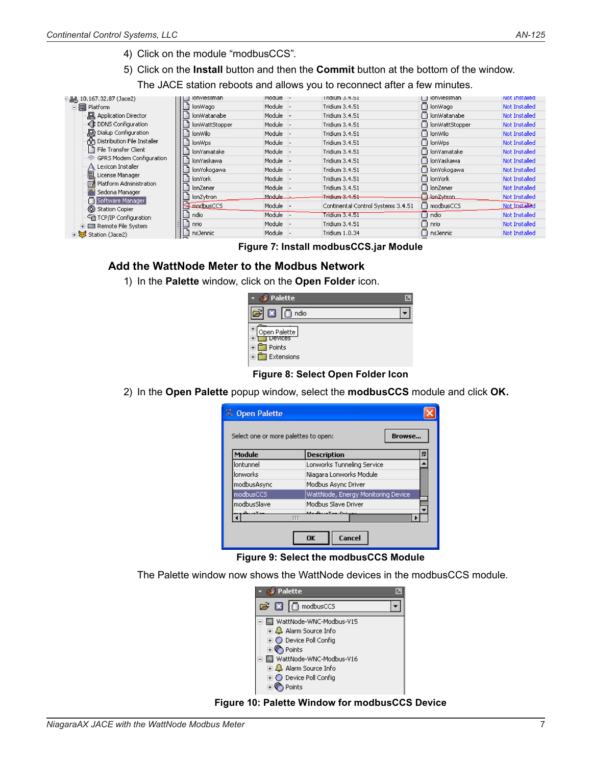4) Click on the module "modbusCCS".

5) Click on the **Install** button and then the **Commit** button at the bottom of the window. The JACE station reboots and allows you to reconnect after a few minutes.

**Figure 7: Install modbusCCS.jar Module**

## Add the WattNode Meter to the Modbus Network

1) In the **Palette** window, click on the **Open Folder** icon.

**Figure 8: Select Open Folder Icon**

2) In the **Open Palette** popup window, select the **modbusCCS** module and click **OK.**

**Figure 9: Select the modbusCCS Module**

The Palette window now shows the WattNode devices in the modbusCCS module.

**Figure 10: Palette Window for modbusCCS Device**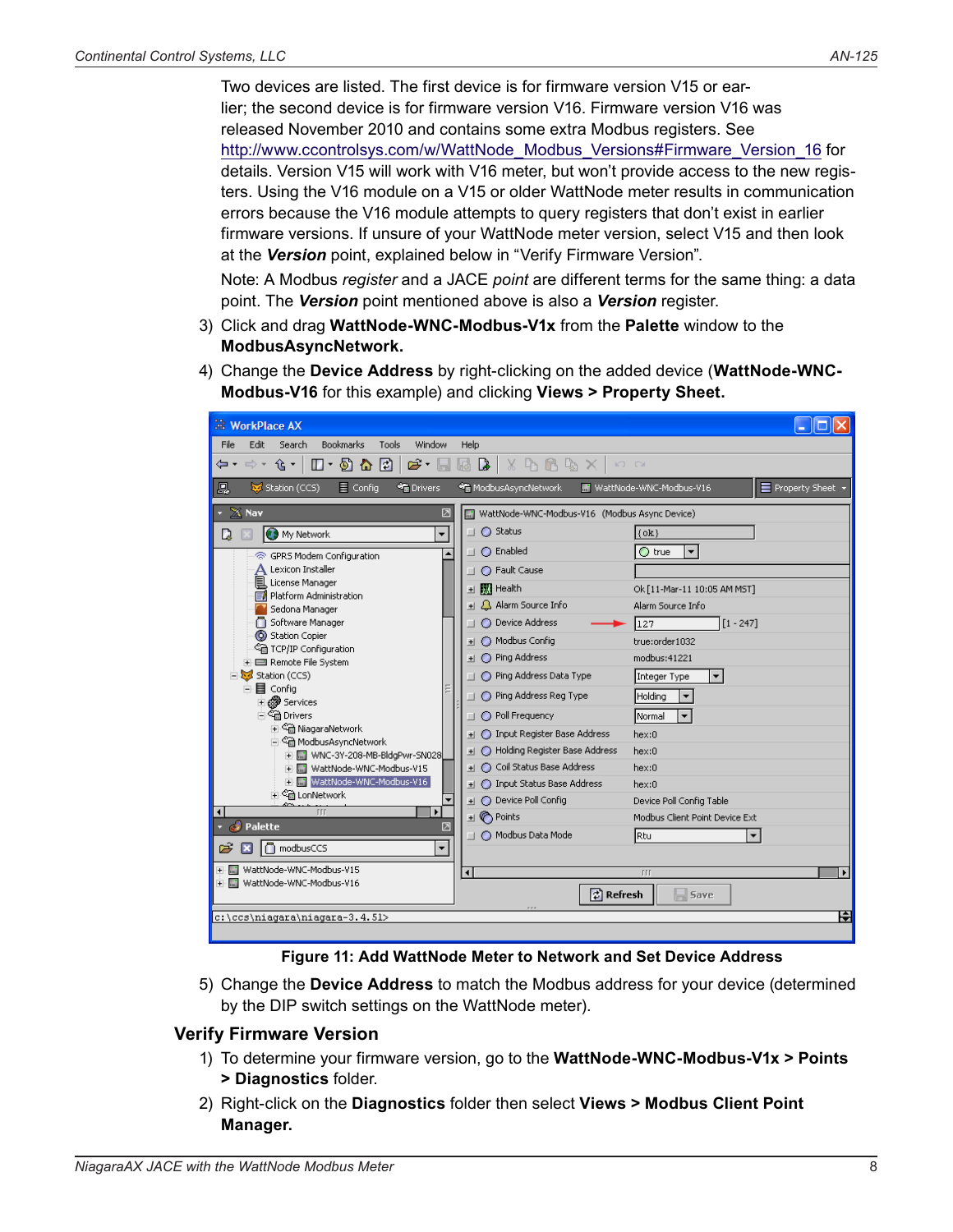Two devices are listed. The first device is for firmware version V15 or earlier; the second device is for firmware version V16. Firmware version V16 was released November 2010 and contains some extra Modbus registers. See http://www.ccontrolsys.com/w/WattNode_Modbus_Versions#Firmware_Version_16 for details. Version V15 will work with V16 meter, but won't provide access to the new registers. Using the V16 module on a V15 or older WattNode meter results in communication errors because the V16 module attempts to query registers that don't exist in earlier firmware versions. If unsure of your WattNode meter version, select V15 and then look at the ***Version*** point, explained below in "Verify Firmware Version".

Note: A Modbus *register* and a JACE *point* are different terms for the same thing: a data point. The ***Version*** point mentioned above is also a ***Version*** register.

3) Click and drag **WattNode-WNC-Modbus-V1x** from the **Palette** window to the **ModbusAsyncNetwork.**

4) Change the **Device Address** by right-clicking on the added device (**WattNode-WNC-Modbus-V16** for this example) and clicking **Views > Property Sheet.**

**Figure 11: Add WattNode Meter to Network and Set Device Address**

5) Change the **Device Address** to match the Modbus address for your device (determined by the DIP switch settings on the WattNode meter).

## Verify Firmware Version

1) To determine your firmware version, go to the **WattNode-WNC-Modbus-V1x > Points > Diagnostics** folder.

2) Right-click on the **Diagnostics** folder then select **Views > Modbus Client Point Manager.**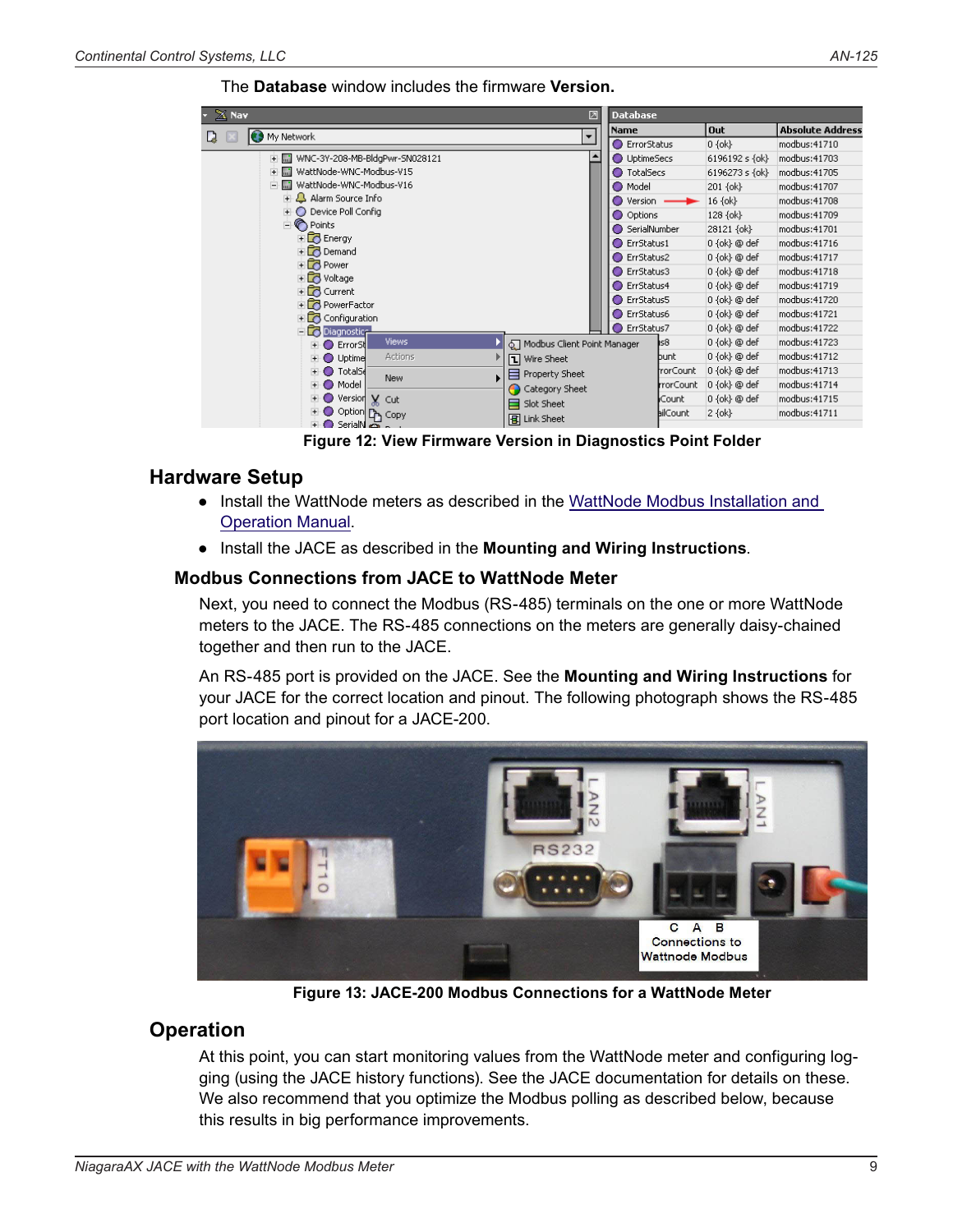The **Database** window includes the firmware **Version.**

**Figure 12: View Firmware Version in Diagnostics Point Folder**

## Hardware Setup

- Install the WattNode meters as described in the WattNode Modbus Installation and Operation Manual.
- Install the JACE as described in the **Mounting and Wiring Instructions**.

### Modbus Connections from JACE to WattNode Meter

Next, you need to connect the Modbus (RS-485) terminals on the one or more WattNode meters to the JACE. The RS-485 connections on the meters are generally daisy-chained together and then run to the JACE.

An RS-485 port is provided on the JACE. See the **Mounting and Wiring Instructions** for your JACE for the correct location and pinout. The following photograph shows the RS-485 port location and pinout for a JACE-200.

**Figure 13: JACE-200 Modbus Connections for a WattNode Meter**

## Operation

At this point, you can start monitoring values from the WattNode meter and configuring logging (using the JACE history functions). See the JACE documentation for details on these. We also recommend that you optimize the Modbus polling as described below, because this results in big performance improvements.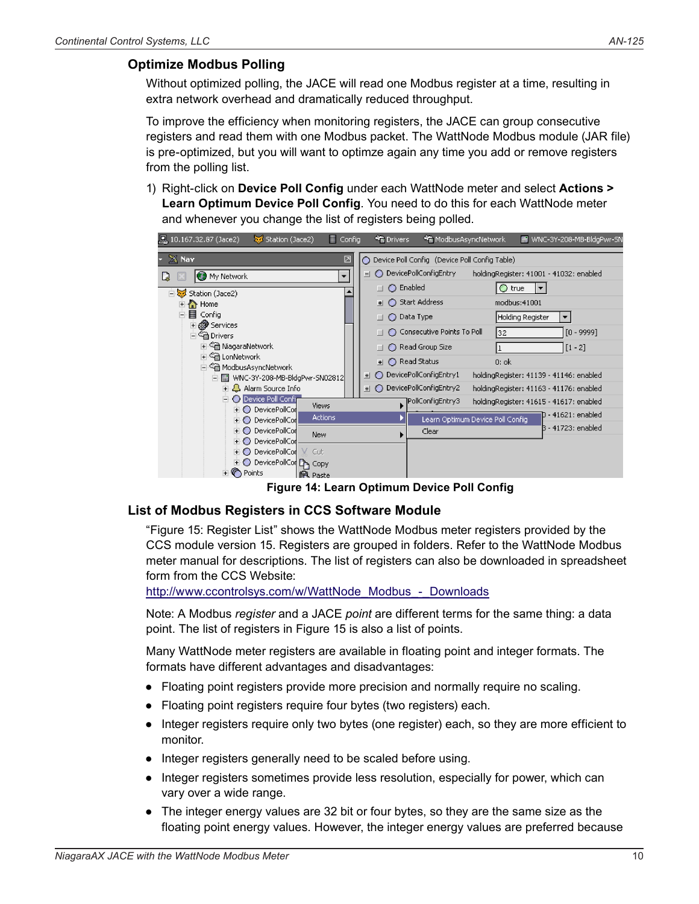## Optimize Modbus Polling

Without optimized polling, the JACE will read one Modbus register at a time, resulting in extra network overhead and dramatically reduced throughput.

To improve the efficiency when monitoring registers, the JACE can group consecutive registers and read them with one Modbus packet. The WattNode Modbus module (JAR file) is pre-optimized, but you will want to optimze again any time you add or remove registers from the polling list.

1) Right-click on **Device Poll Config** under each WattNode meter and select **Actions > Learn Optimum Device Poll Config**. You need to do this for each WattNode meter and whenever you change the list of registers being polled.

**Figure 14: Learn Optimum Device Poll Config**

## List of Modbus Registers in CCS Software Module

"Figure 15: Register List" shows the WattNode Modbus meter registers provided by the CCS module version 15. Registers are grouped in folders. Refer to the WattNode Modbus meter manual for descriptions. The list of registers can also be downloaded in spreadsheet form from the CCS Website:
http://www.ccontrolsys.com/w/WattNode_Modbus_-_Downloads

Note: A Modbus *register* and a JACE *point* are different terms for the same thing: a data point. The list of registers in Figure 15 is also a list of points.

Many WattNode meter registers are available in floating point and integer formats. The formats have different advantages and disadvantages:

- Floating point registers provide more precision and normally require no scaling.
- Floating point registers require four bytes (two registers) each.
- Integer registers require only two bytes (one register) each, so they are more efficient to monitor.
- Integer registers generally need to be scaled before using.
- Integer registers sometimes provide less resolution, especially for power, which can vary over a wide range.
- The integer energy values are 32 bit or four bytes, so they are the same size as the floating point energy values. However, the integer energy values are preferred because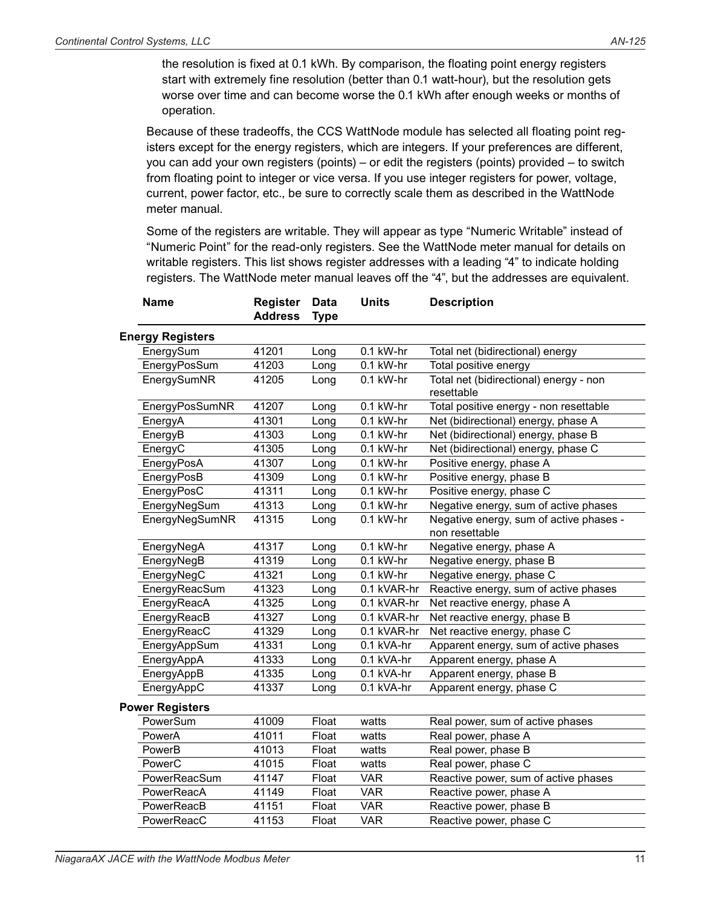the resolution is fixed at 0.1 kWh. By comparison, the floating point energy registers start with extremely fine resolution (better than 0.1 watt-hour), but the resolution gets worse over time and can become worse the 0.1 kWh after enough weeks or months of operation.

Because of these tradeoffs, the CCS WattNode module has selected all floating point registers except for the energy registers, which are integers. If your preferences are different, you can add your own registers (points) – or edit the registers (points) provided – to switch from floating point to integer or vice versa. If you use integer registers for power, voltage, current, power factor, etc., be sure to correctly scale them as described in the WattNode meter manual.

Some of the registers are writable. They will appear as type “Numeric Writable” instead of “Numeric Point” for the read-only registers. See the WattNode meter manual for details on writable registers. This list shows register addresses with a leading “4” to indicate holding registers. The WattNode meter manual leaves off the “4”, but the addresses are equivalent.

| Name | Register Address | Data Type | Units | Description |
|---|---|---|---|---|
| **Energy Registers** | | | | |
| EnergySum | 41201 | Long | 0.1 kW-hr | Total net (bidirectional) energy |
| EnergyPosSum | 41203 | Long | 0.1 kW-hr | Total positive energy |
| EnergySumNR | 41205 | Long | 0.1 kW-hr | Total net (bidirectional) energy - non resettable |
| EnergyPosSumNR | 41207 | Long | 0.1 kW-hr | Total positive energy - non resettable |
| EnergyA | 41301 | Long | 0.1 kW-hr | Net (bidirectional) energy, phase A |
| EnergyB | 41303 | Long | 0.1 kW-hr | Net (bidirectional) energy, phase B |
| EnergyC | 41305 | Long | 0.1 kW-hr | Net (bidirectional) energy, phase C |
| EnergyPosA | 41307 | Long | 0.1 kW-hr | Positive energy, phase A |
| EnergyPosB | 41309 | Long | 0.1 kW-hr | Positive energy, phase B |
| EnergyPosC | 41311 | Long | 0.1 kW-hr | Positive energy, phase C |
| EnergyNegSum | 41313 | Long | 0.1 kW-hr | Negative energy, sum of active phases |
| EnergyNegSumNR | 41315 | Long | 0.1 kW-hr | Negative energy, sum of active phases - non resettable |
| EnergyNegA | 41317 | Long | 0.1 kW-hr | Negative energy, phase A |
| EnergyNegB | 41319 | Long | 0.1 kW-hr | Negative energy, phase B |
| EnergyNegC | 41321 | Long | 0.1 kW-hr | Negative energy, phase C |
| EnergyReacSum | 41323 | Long | 0.1 kVAR-hr | Reactive energy, sum of active phases |
| EnergyReacA | 41325 | Long | 0.1 kVAR-hr | Net reactive energy, phase A |
| EnergyReacB | 41327 | Long | 0.1 kVAR-hr | Net reactive energy, phase B |
| EnergyReacC | 41329 | Long | 0.1 kVAR-hr | Net reactive energy, phase C |
| EnergyAppSum | 41331 | Long | 0.1 kVA-hr | Apparent energy, sum of active phases |
| EnergyAppA | 41333 | Long | 0.1 kVA-hr | Apparent energy, phase A |
| EnergyAppB | 41335 | Long | 0.1 kVA-hr | Apparent energy, phase B |
| EnergyAppC | 41337 | Long | 0.1 kVA-hr | Apparent energy, phase C |
| **Power Registers** | | | | |
| PowerSum | 41009 | Float | watts | Real power, sum of active phases |
| PowerA | 41011 | Float | watts | Real power, phase A |
| PowerB | 41013 | Float | watts | Real power, phase B |
| PowerC | 41015 | Float | watts | Real power, phase C |
| PowerReacSum | 41147 | Float | VAR | Reactive power, sum of active phases |
| PowerReacA | 41149 | Float | VAR | Reactive power, phase A |
| PowerReacB | 41151 | Float | VAR | Reactive power, phase B |
| PowerReacC | 41153 | Float | VAR | Reactive power, phase C |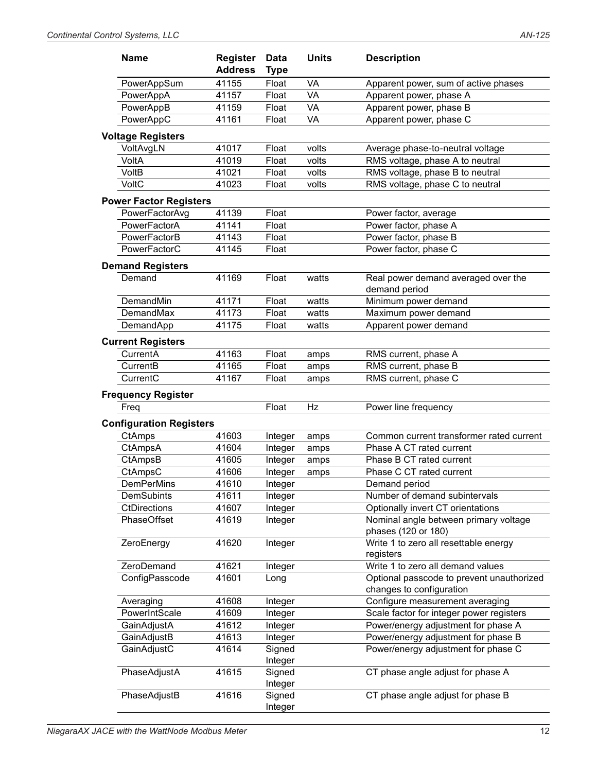| Name | Register Address | Data Type | Units | Description |
|---|---|---|---|---|
| PowerAppSum | 41155 | Float | VA | Apparent power, sum of active phases |
| PowerAppA | 41157 | Float | VA | Apparent power, phase A |
| PowerAppB | 41159 | Float | VA | Apparent power, phase B |
| PowerAppC | 41161 | Float | VA | Apparent power, phase C |
| **Voltage Registers** | | | | |
| VoltAvgLN | 41017 | Float | volts | Average phase-to-neutral voltage |
| VoltA | 41019 | Float | volts | RMS voltage, phase A to neutral |
| VoltB | 41021 | Float | volts | RMS voltage, phase B to neutral |
| VoltC | 41023 | Float | volts | RMS voltage, phase C to neutral |
| **Power Factor Registers** | | | | |
| PowerFactorAvg | 41139 | Float | | Power factor, average |
| PowerFactorA | 41141 | Float | | Power factor, phase A |
| PowerFactorB | 41143 | Float | | Power factor, phase B |
| PowerFactorC | 41145 | Float | | Power factor, phase C |
| **Demand Registers** | | | | |
| Demand | 41169 | Float | watts | Real power demand averaged over the demand period |
| DemandMin | 41171 | Float | watts | Minimum power demand |
| DemandMax | 41173 | Float | watts | Maximum power demand |
| DemandApp | 41175 | Float | watts | Apparent power demand |
| **Current Registers** | | | | |
| CurrentA | 41163 | Float | amps | RMS current, phase A |
| CurrentB | 41165 | Float | amps | RMS current, phase B |
| CurrentC | 41167 | Float | amps | RMS current, phase C |
| **Frequency Register** | | | | |
| Freq | | Float | Hz | Power line frequency |
| **Configuration Registers** | | | | |
| CtAmps | 41603 | Integer | amps | Common current transformer rated current |
| CtAmpsA | 41604 | Integer | amps | Phase A CT rated current |
| CtAmpsB | 41605 | Integer | amps | Phase B CT rated current |
| CtAmpsC | 41606 | Integer | amps | Phase C CT rated current |
| DemPerMins | 41610 | Integer | | Demand period |
| DemSubints | 41611 | Integer | | Number of demand subintervals |
| CtDirections | 41607 | Integer | | Optionally invert CT orientations |
| PhaseOffset | 41619 | Integer | | Nominal angle between primary voltage phases (120 or 180) |
| ZeroEnergy | 41620 | Integer | | Write 1 to zero all resettable energy registers |
| ZeroDemand | 41621 | Integer | | Write 1 to zero all demand values |
| ConfigPasscode | 41601 | Long | | Optional passcode to prevent unauthorized changes to configuration |
| Averaging | 41608 | Integer | | Configure measurement averaging |
| PowerIntScale | 41609 | Integer | | Scale factor for integer power registers |
| GainAdjustA | 41612 | Integer | | Power/energy adjustment for phase A |
| GainAdjustB | 41613 | Integer | | Power/energy adjustment for phase B |
| GainAdjustC | 41614 | Signed Integer | | Power/energy adjustment for phase C |
| PhaseAdjustA | 41615 | Signed Integer | | CT phase angle adjust for phase A |
| PhaseAdjustB | 41616 | Signed Integer | | CT phase angle adjust for phase B |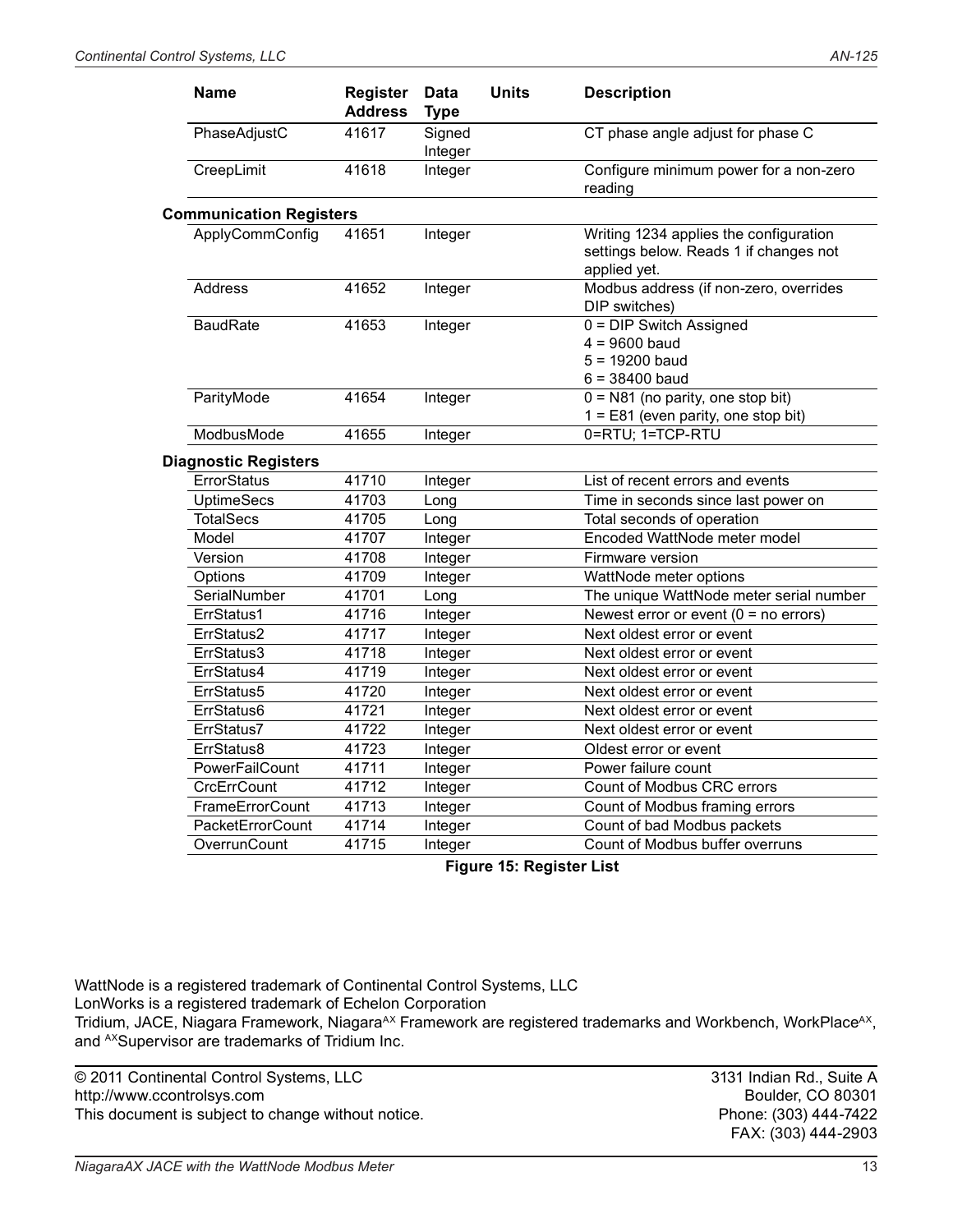| Name | Register Address | Data Type | Units | Description |
|---|---|---|---|---|
| PhaseAdjustC | 41617 | Signed Integer | | CT phase angle adjust for phase C |
| CreepLimit | 41618 | Integer | | Configure minimum power for a non-zero reading |
| **Communication Registers** | | | | |
| ApplyCommConfig | 41651 | Integer | | Writing 1234 applies the configuration settings below. Reads 1 if changes not applied yet. |
| Address | 41652 | Integer | | Modbus address (if non-zero, overrides DIP switches) |
| BaudRate | 41653 | Integer | | 0 = DIP Switch Assigned<br>4 = 9600 baud<br>5 = 19200 baud<br>6 = 38400 baud |
| ParityMode | 41654 | Integer | | 0 = N81 (no parity, one stop bit)<br>1 = E81 (even parity, one stop bit) |
| ModbusMode | 41655 | Integer | | 0=RTU; 1=TCP-RTU |
| **Diagnostic Registers** | | | | |
| ErrorStatus | 41710 | Integer | | List of recent errors and events |
| UptimeSecs | 41703 | Long | | Time in seconds since last power on |
| TotalSecs | 41705 | Long | | Total seconds of operation |
| Model | 41707 | Integer | | Encoded WattNode meter model |
| Version | 41708 | Integer | | Firmware version |
| Options | 41709 | Integer | | WattNode meter options |
| SerialNumber | 41701 | Long | | The unique WattNode meter serial number |
| ErrStatus1 | 41716 | Integer | | Newest error or event (0 = no errors) |
| ErrStatus2 | 41717 | Integer | | Next oldest error or event |
| ErrStatus3 | 41718 | Integer | | Next oldest error or event |
| ErrStatus4 | 41719 | Integer | | Next oldest error or event |
| ErrStatus5 | 41720 | Integer | | Next oldest error or event |
| ErrStatus6 | 41721 | Integer | | Next oldest error or event |
| ErrStatus7 | 41722 | Integer | | Next oldest error or event |
| ErrStatus8 | 41723 | Integer | | Oldest error or event |
| PowerFailCount | 41711 | Integer | | Power failure count |
| CrcErrCount | 41712 | Integer | | Count of Modbus CRC errors |
| FrameErrorCount | 41713 | Integer | | Count of Modbus framing errors |
| PacketErrorCount | 41714 | Integer | | Count of bad Modbus packets |
| OverrunCount | 41715 | Integer | | Count of Modbus buffer overruns |

**Figure 15: Register List**

WattNode is a registered trademark of Continental Control Systems, LLC
LonWorks is a registered trademark of Echelon Corporation
Tridium, JACE, Niagara Framework, Niagara[AX] Framework are registered trademarks and Workbench, WorkPlace[AX], and [AX]Supervisor are trademarks of Tridium Inc.

© 2011 Continental Control Systems, LLC
http://www.ccontrolsys.com
This document is subject to change without notice.

3131 Indian Rd., Suite A
Boulder, CO 80301
Phone: (303) 444-7422
FAX: (303) 444-2903